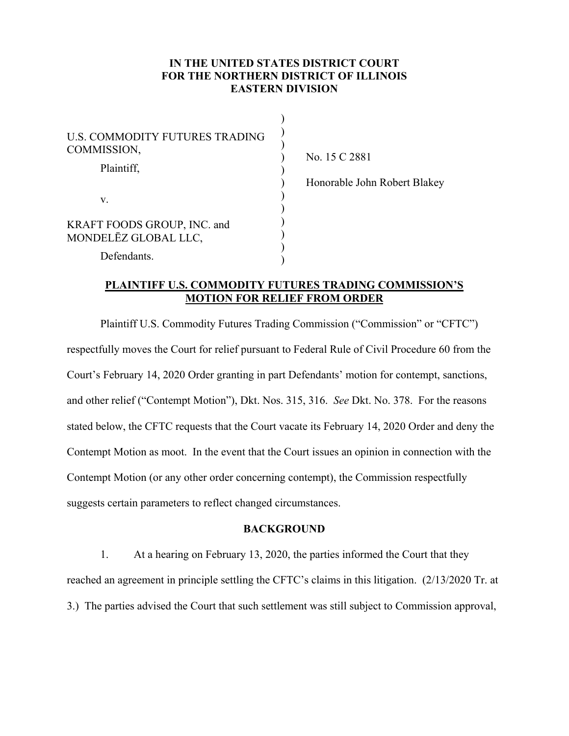**IN THE UNITED STATES DISTRICT COURT**
**FOR THE NORTHERN DISTRICT OF ILLINOIS**
**EASTERN DIVISION**

U.S. COMMODITY FUTURES TRADING COMMISSION,

Plaintiff,

v.

KRAFT FOODS GROUP, INC. and MONDELĒZ GLOBAL LLC,

Defendants.

No. 15 C 2881

Honorable John Robert Blakey

**PLAINTIFF U.S. COMMODITY FUTURES TRADING COMMISSION'S MOTION FOR RELIEF FROM ORDER**

Plaintiff U.S. Commodity Futures Trading Commission ("Commission" or "CFTC") respectfully moves the Court for relief pursuant to Federal Rule of Civil Procedure 60 from the Court's February 14, 2020 Order granting in part Defendants' motion for contempt, sanctions, and other relief ("Contempt Motion"), Dkt. Nos. 315, 316. *See* Dkt. No. 378. For the reasons stated below, the CFTC requests that the Court vacate its February 14, 2020 Order and deny the Contempt Motion as moot. In the event that the Court issues an opinion in connection with the Contempt Motion (or any other order concerning contempt), the Commission respectfully suggests certain parameters to reflect changed circumstances.

**BACKGROUND**

1. At a hearing on February 13, 2020, the parties informed the Court that they reached an agreement in principle settling the CFTC's claims in this litigation. (2/13/2020 Tr. at 3.) The parties advised the Court that such settlement was still subject to Commission approval,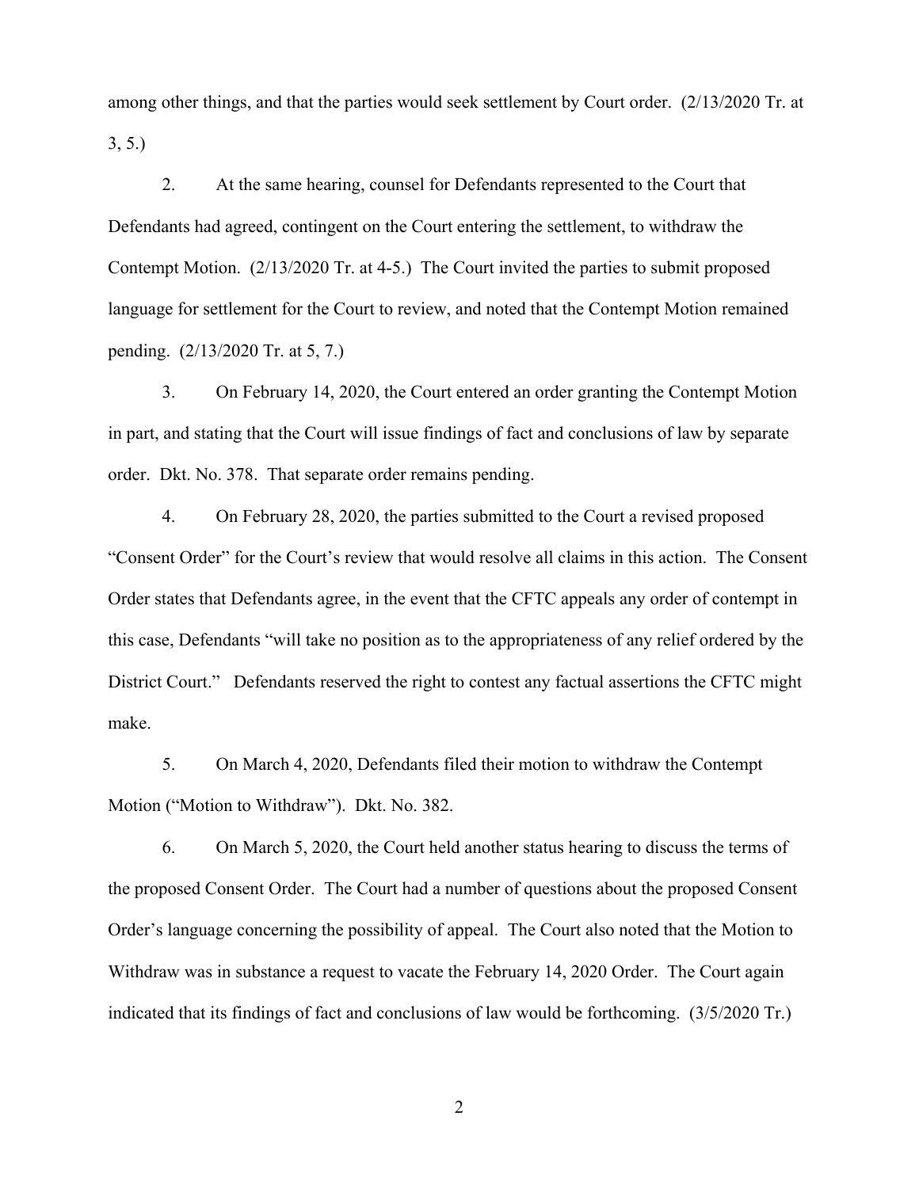among other things, and that the parties would seek settlement by Court order. (2/13/2020 Tr. at 3, 5.)

2. At the same hearing, counsel for Defendants represented to the Court that Defendants had agreed, contingent on the Court entering the settlement, to withdraw the Contempt Motion. (2/13/2020 Tr. at 4-5.) The Court invited the parties to submit proposed language for settlement for the Court to review, and noted that the Contempt Motion remained pending. (2/13/2020 Tr. at 5, 7.)

3. On February 14, 2020, the Court entered an order granting the Contempt Motion in part, and stating that the Court will issue findings of fact and conclusions of law by separate order. Dkt. No. 378. That separate order remains pending.

4. On February 28, 2020, the parties submitted to the Court a revised proposed "Consent Order" for the Court's review that would resolve all claims in this action. The Consent Order states that Defendants agree, in the event that the CFTC appeals any order of contempt in this case, Defendants "will take no position as to the appropriateness of any relief ordered by the District Court." Defendants reserved the right to contest any factual assertions the CFTC might make.

5. On March 4, 2020, Defendants filed their motion to withdraw the Contempt Motion ("Motion to Withdraw"). Dkt. No. 382.

6. On March 5, 2020, the Court held another status hearing to discuss the terms of the proposed Consent Order. The Court had a number of questions about the proposed Consent Order's language concerning the possibility of appeal. The Court also noted that the Motion to Withdraw was in substance a request to vacate the February 14, 2020 Order. The Court again indicated that its findings of fact and conclusions of law would be forthcoming. (3/5/2020 Tr.)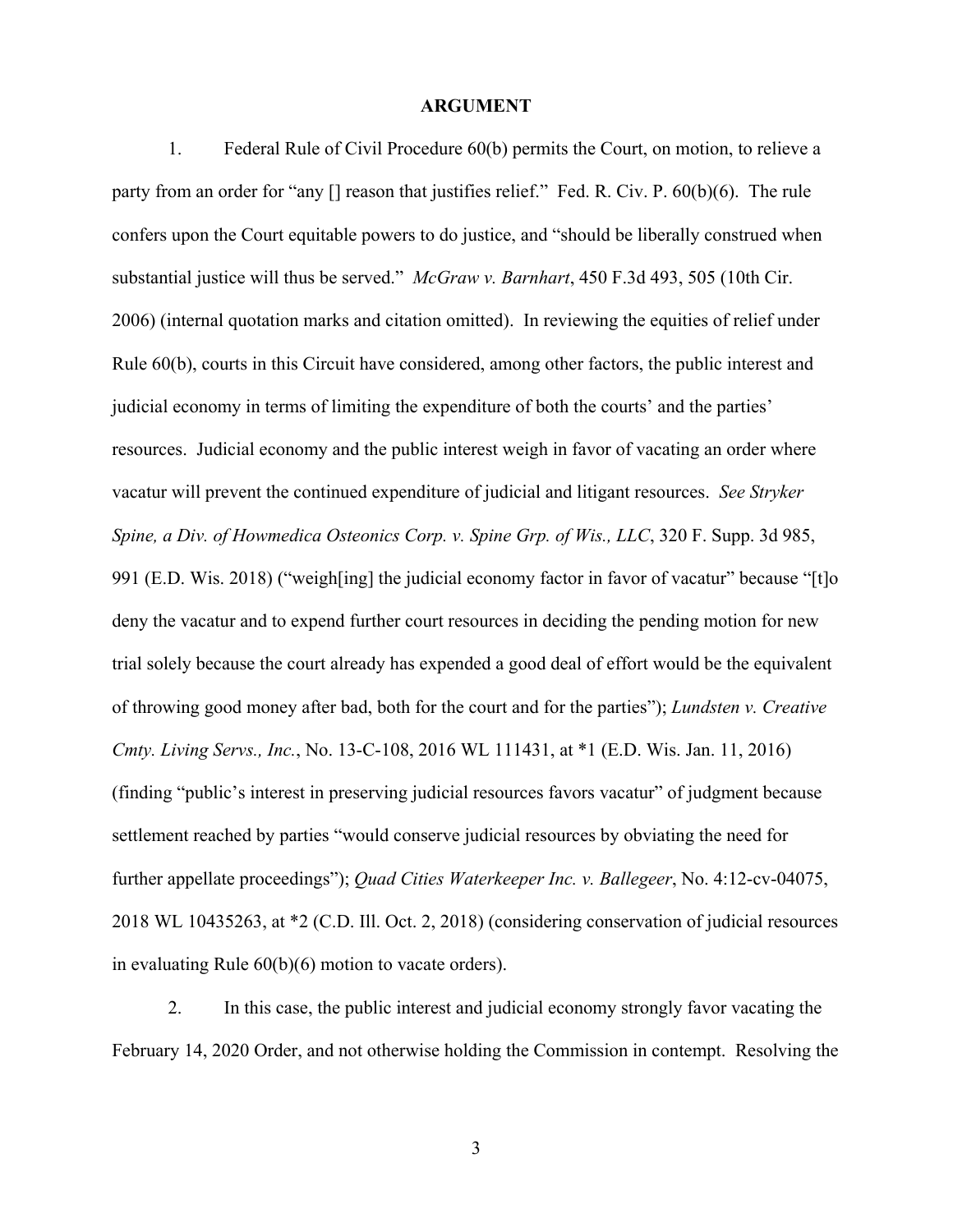## ARGUMENT

1. Federal Rule of Civil Procedure 60(b) permits the Court, on motion, to relieve a party from an order for "any [] reason that justifies relief." Fed. R. Civ. P. 60(b)(6). The rule confers upon the Court equitable powers to do justice, and "should be liberally construed when substantial justice will thus be served." *McGraw v. Barnhart*, 450 F.3d 493, 505 (10th Cir. 2006) (internal quotation marks and citation omitted). In reviewing the equities of relief under Rule 60(b), courts in this Circuit have considered, among other factors, the public interest and judicial economy in terms of limiting the expenditure of both the courts' and the parties' resources. Judicial economy and the public interest weigh in favor of vacating an order where vacatur will prevent the continued expenditure of judicial and litigant resources. *See Stryker Spine, a Div. of Howmedica Osteonics Corp. v. Spine Grp. of Wis., LLC*, 320 F. Supp. 3d 985, 991 (E.D. Wis. 2018) ("weigh[ing] the judicial economy factor in favor of vacatur" because "[t]o deny the vacatur and to expend further court resources in deciding the pending motion for new trial solely because the court already has expended a good deal of effort would be the equivalent of throwing good money after bad, both for the court and for the parties"); *Lundsten v. Creative Cmty. Living Servs., Inc.*, No. 13-C-108, 2016 WL 111431, at *1 (E.D. Wis. Jan. 11, 2016) (finding "public's interest in preserving judicial resources favors vacatur" of judgment because settlement reached by parties "would conserve judicial resources by obviating the need for further appellate proceedings"); *Quad Cities Waterkeeper Inc. v. Ballegeer*, No. 4:12-cv-04075, 2018 WL 10435263, at *2 (C.D. Ill. Oct. 2, 2018) (considering conservation of judicial resources in evaluating Rule 60(b)(6) motion to vacate orders).

2. In this case, the public interest and judicial economy strongly favor vacating the February 14, 2020 Order, and not otherwise holding the Commission in contempt. Resolving the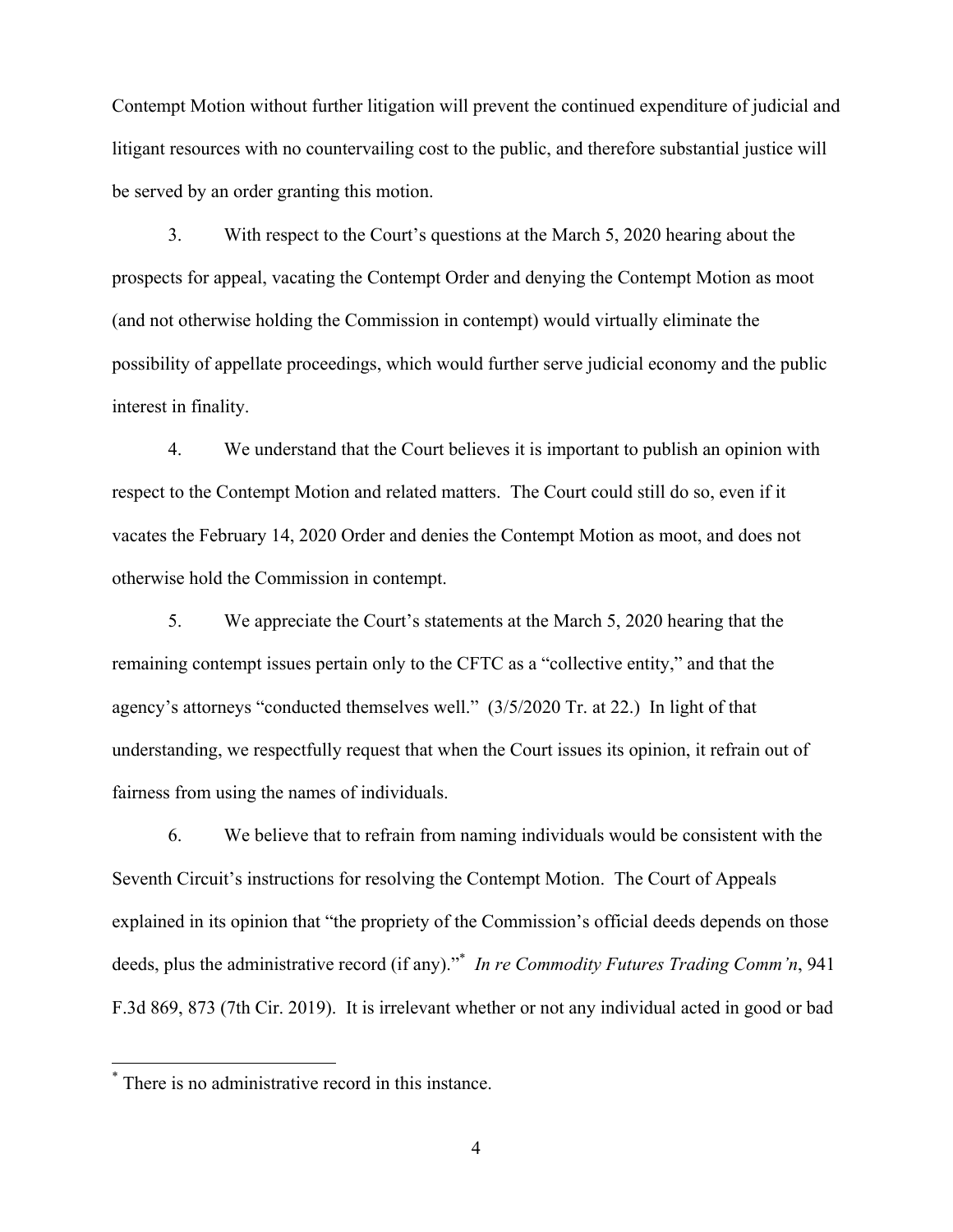Contempt Motion without further litigation will prevent the continued expenditure of judicial and litigant resources with no countervailing cost to the public, and therefore substantial justice will be served by an order granting this motion.

3. With respect to the Court's questions at the March 5, 2020 hearing about the prospects for appeal, vacating the Contempt Order and denying the Contempt Motion as moot (and not otherwise holding the Commission in contempt) would virtually eliminate the possibility of appellate proceedings, which would further serve judicial economy and the public interest in finality.

4. We understand that the Court believes it is important to publish an opinion with respect to the Contempt Motion and related matters. The Court could still do so, even if it vacates the February 14, 2020 Order and denies the Contempt Motion as moot, and does not otherwise hold the Commission in contempt.

5. We appreciate the Court's statements at the March 5, 2020 hearing that the remaining contempt issues pertain only to the CFTC as a "collective entity," and that the agency's attorneys "conducted themselves well." (3/5/2020 Tr. at 22.) In light of that understanding, we respectfully request that when the Court issues its opinion, it refrain out of fairness from using the names of individuals.

6. We believe that to refrain from naming individuals would be consistent with the Seventh Circuit's instructions for resolving the Contempt Motion. The Court of Appeals explained in its opinion that "the propriety of the Commission's official deeds depends on those deeds, plus the administrative record (if any)."[*] *In re Commodity Futures Trading Comm'n*, 941 F.3d 869, 873 (7th Cir. 2019). It is irrelevant whether or not any individual acted in good or bad

[*] There is no administrative record in this instance.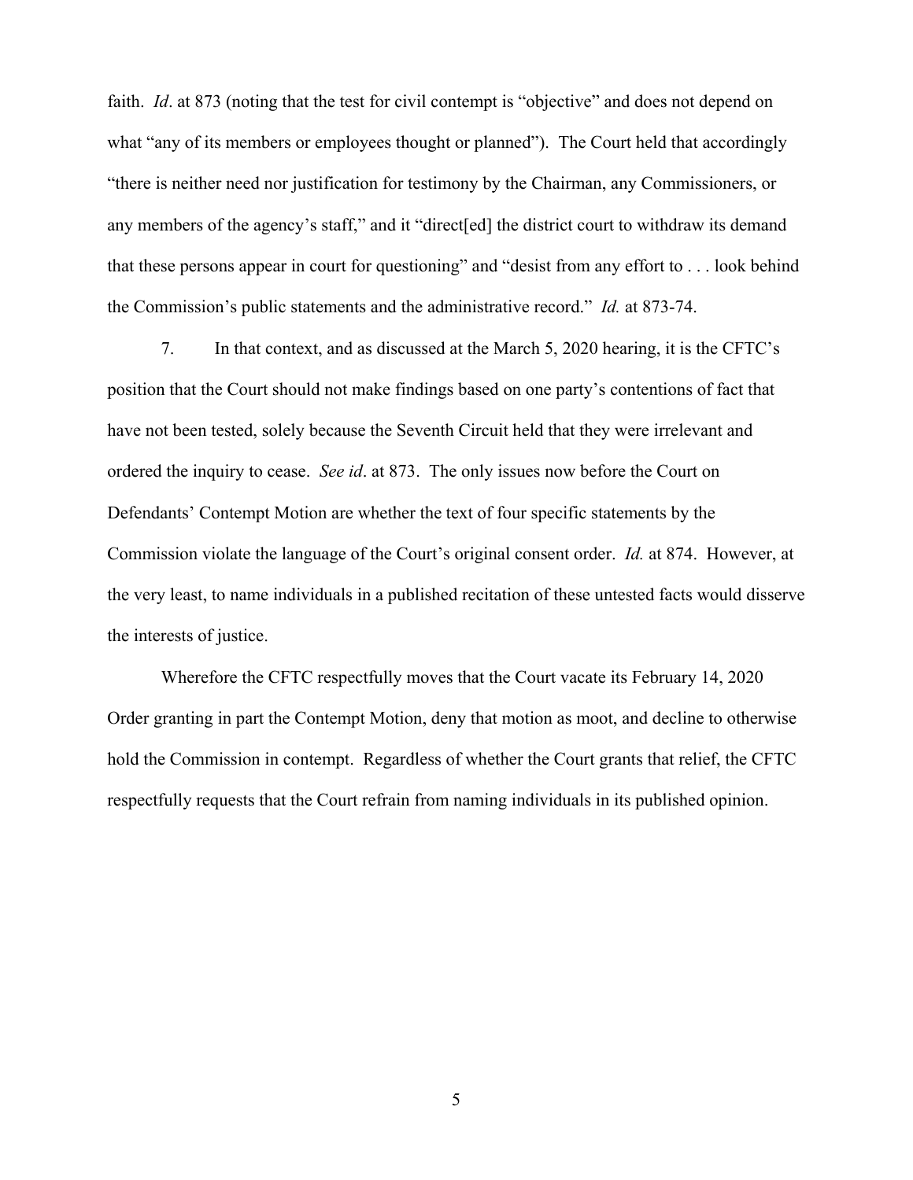faith. *Id*. at 873 (noting that the test for civil contempt is "objective" and does not depend on what "any of its members or employees thought or planned"). The Court held that accordingly "there is neither need nor justification for testimony by the Chairman, any Commissioners, or any members of the agency's staff," and it "direct[ed] the district court to withdraw its demand that these persons appear in court for questioning" and "desist from any effort to . . . look behind the Commission's public statements and the administrative record." *Id.* at 873-74.

7. In that context, and as discussed at the March 5, 2020 hearing, it is the CFTC's position that the Court should not make findings based on one party's contentions of fact that have not been tested, solely because the Seventh Circuit held that they were irrelevant and ordered the inquiry to cease. *See id*. at 873. The only issues now before the Court on Defendants' Contempt Motion are whether the text of four specific statements by the Commission violate the language of the Court's original consent order. *Id.* at 874. However, at the very least, to name individuals in a published recitation of these untested facts would disserve the interests of justice.

Wherefore the CFTC respectfully moves that the Court vacate its February 14, 2020 Order granting in part the Contempt Motion, deny that motion as moot, and decline to otherwise hold the Commission in contempt. Regardless of whether the Court grants that relief, the CFTC respectfully requests that the Court refrain from naming individuals in its published opinion.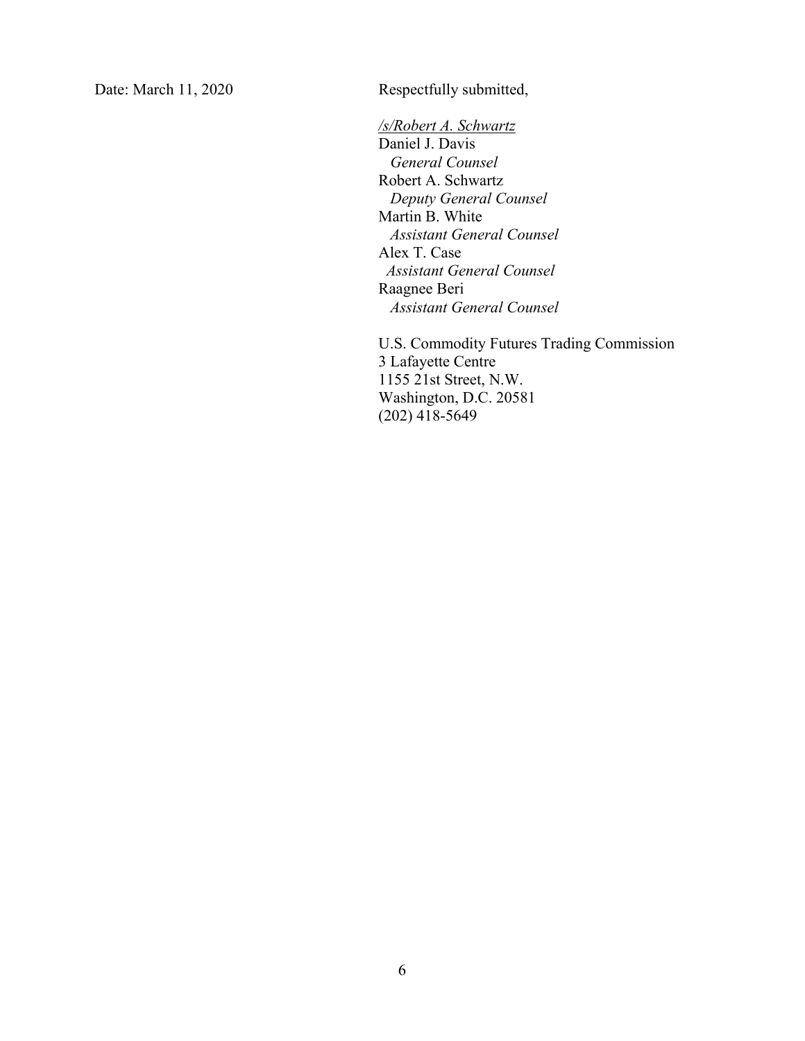Date: March 11, 2020

Respectfully submitted,

*/s/Robert A. Schwartz*
Daniel J. Davis
*General Counsel*
Robert A. Schwartz
*Deputy General Counsel*
Martin B. White
*Assistant General Counsel*
Alex T. Case
*Assistant General Counsel*
Raagnee Beri
*Assistant General Counsel*

U.S. Commodity Futures Trading Commission
3 Lafayette Centre
1155 21st Street, N.W.
Washington, D.C. 20581
(202) 418-5649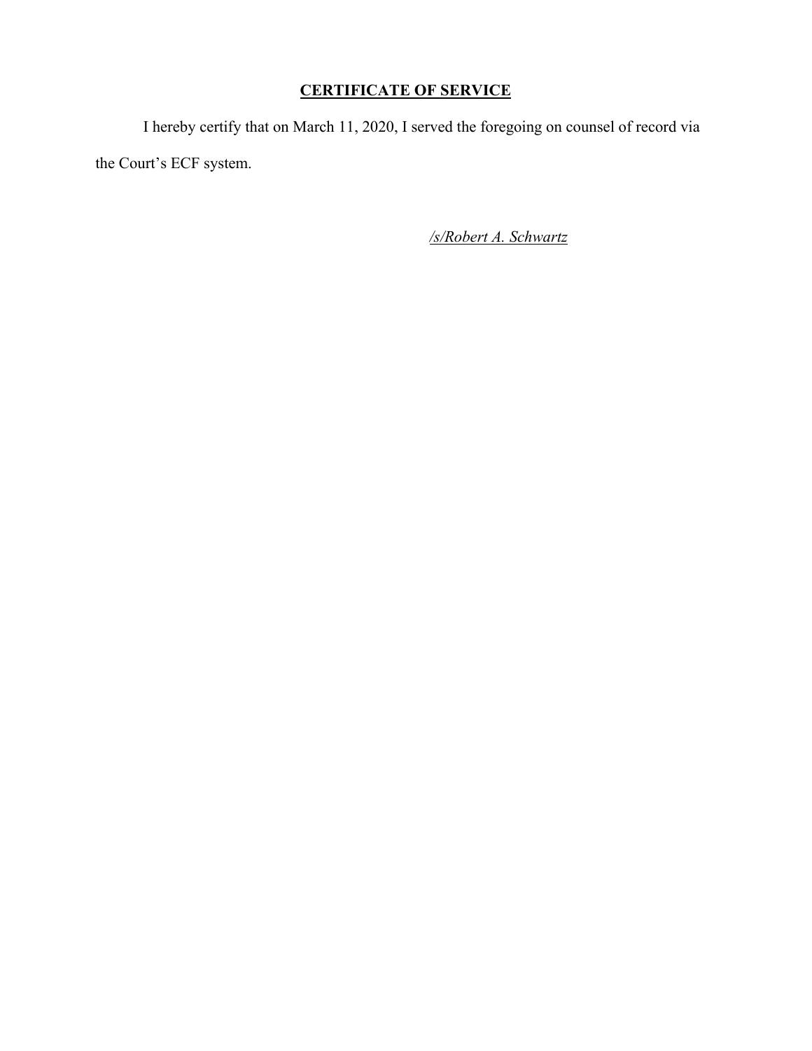## **CERTIFICATE OF SERVICE**

I hereby certify that on March 11, 2020, I served the foregoing on counsel of record via the Court's ECF system.

*/s/Robert A. Schwartz*